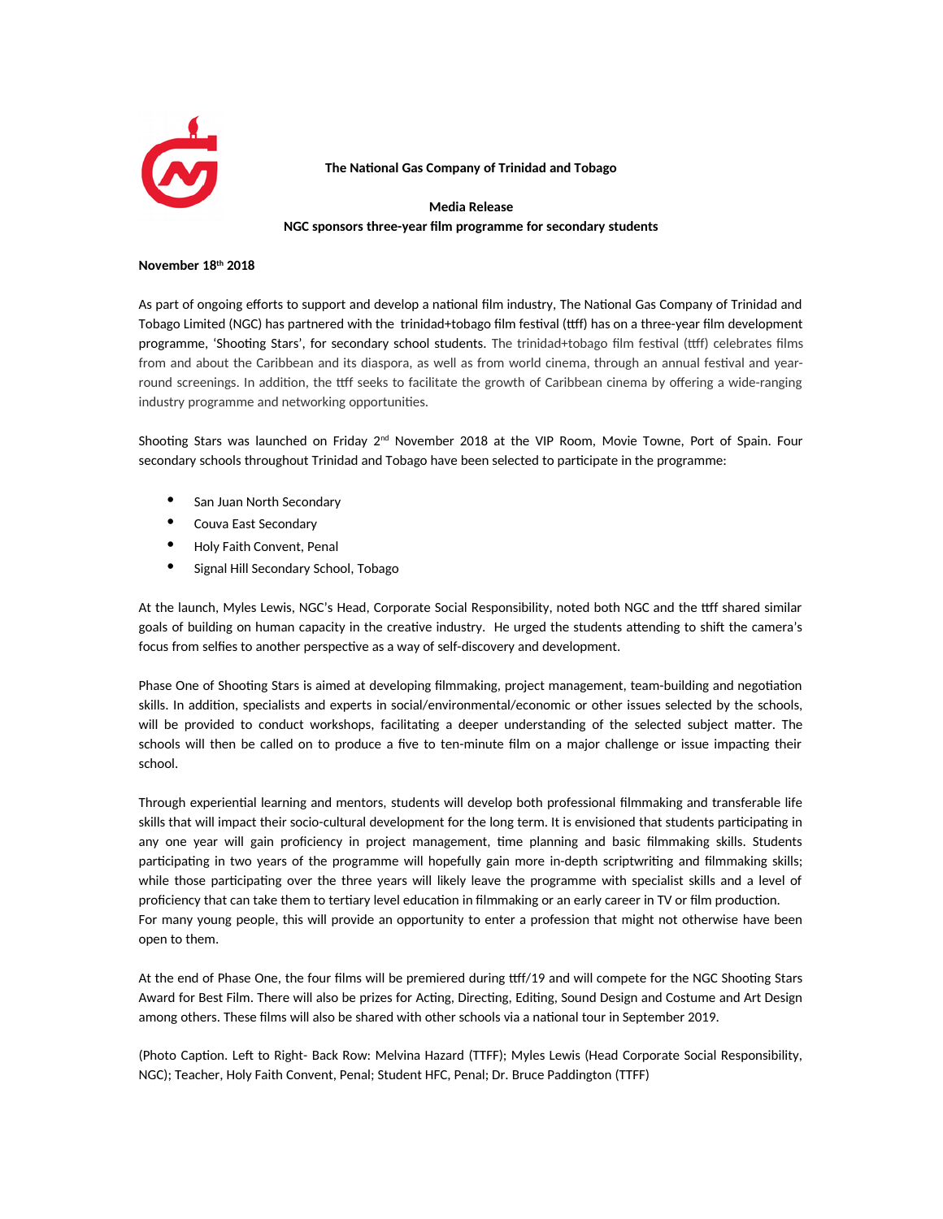**The National Gas Company of Trinidad and Tobago**

**Media Release**

**NGC sponsors three-year film programme for secondary students**

**November 18th 2018**

As part of ongoing efforts to support and develop a national film industry, The National Gas Company of Trinidad and Tobago Limited (NGC) has partnered with the trinidad+tobago film festival (ttff) has on a three-year film development programme, 'Shooting Stars', for secondary school students. The trinidad+tobago film festival (ttff) celebrates films from and about the Caribbean and its diaspora, as well as from world cinema, through an annual festival and year-round screenings. In addition, the ttff seeks to facilitate the growth of Caribbean cinema by offering a wide-ranging industry programme and networking opportunities.

Shooting Stars was launched on Friday 2nd November 2018 at the VIP Room, Movie Towne, Port of Spain. Four secondary schools throughout Trinidad and Tobago have been selected to participate in the programme:

- San Juan North Secondary
- Couva East Secondary
- Holy Faith Convent, Penal
- Signal Hill Secondary School, Tobago

At the launch, Myles Lewis, NGC's Head, Corporate Social Responsibility, noted both NGC and the ttff shared similar goals of building on human capacity in the creative industry. He urged the students attending to shift the camera's focus from selfies to another perspective as a way of self-discovery and development.

Phase One of Shooting Stars is aimed at developing filmmaking, project management, team-building and negotiation skills. In addition, specialists and experts in social/environmental/economic or other issues selected by the schools, will be provided to conduct workshops, facilitating a deeper understanding of the selected subject matter. The schools will then be called on to produce a five to ten-minute film on a major challenge or issue impacting their school.

Through experiential learning and mentors, students will develop both professional filmmaking and transferable life skills that will impact their socio-cultural development for the long term. It is envisioned that students participating in any one year will gain proficiency in project management, time planning and basic filmmaking skills. Students participating in two years of the programme will hopefully gain more in-depth scriptwriting and filmmaking skills; while those participating over the three years will likely leave the programme with specialist skills and a level of proficiency that can take them to tertiary level education in filmmaking or an early career in TV or film production.
For many young people, this will provide an opportunity to enter a profession that might not otherwise have been open to them.

At the end of Phase One, the four films will be premiered during ttff/19 and will compete for the NGC Shooting Stars Award for Best Film. There will also be prizes for Acting, Directing, Editing, Sound Design and Costume and Art Design among others. These films will also be shared with other schools via a national tour in September 2019.

(Photo Caption. Left to Right- Back Row: Melvina Hazard (TTFF); Myles Lewis (Head Corporate Social Responsibility, NGC); Teacher, Holy Faith Convent, Penal; Student HFC, Penal; Dr. Bruce Paddington (TTFF)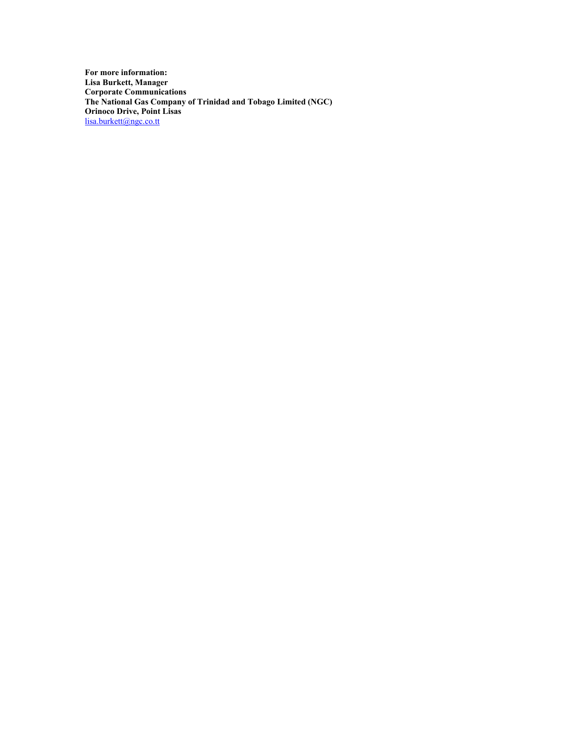**For more information:**
**Lisa Burkett, Manager**
**Corporate Communications**
**The National Gas Company of Trinidad and Tobago Limited (NGC)**
**Orinoco Drive, Point Lisas**
lisa.burkett@ngc.co.tt